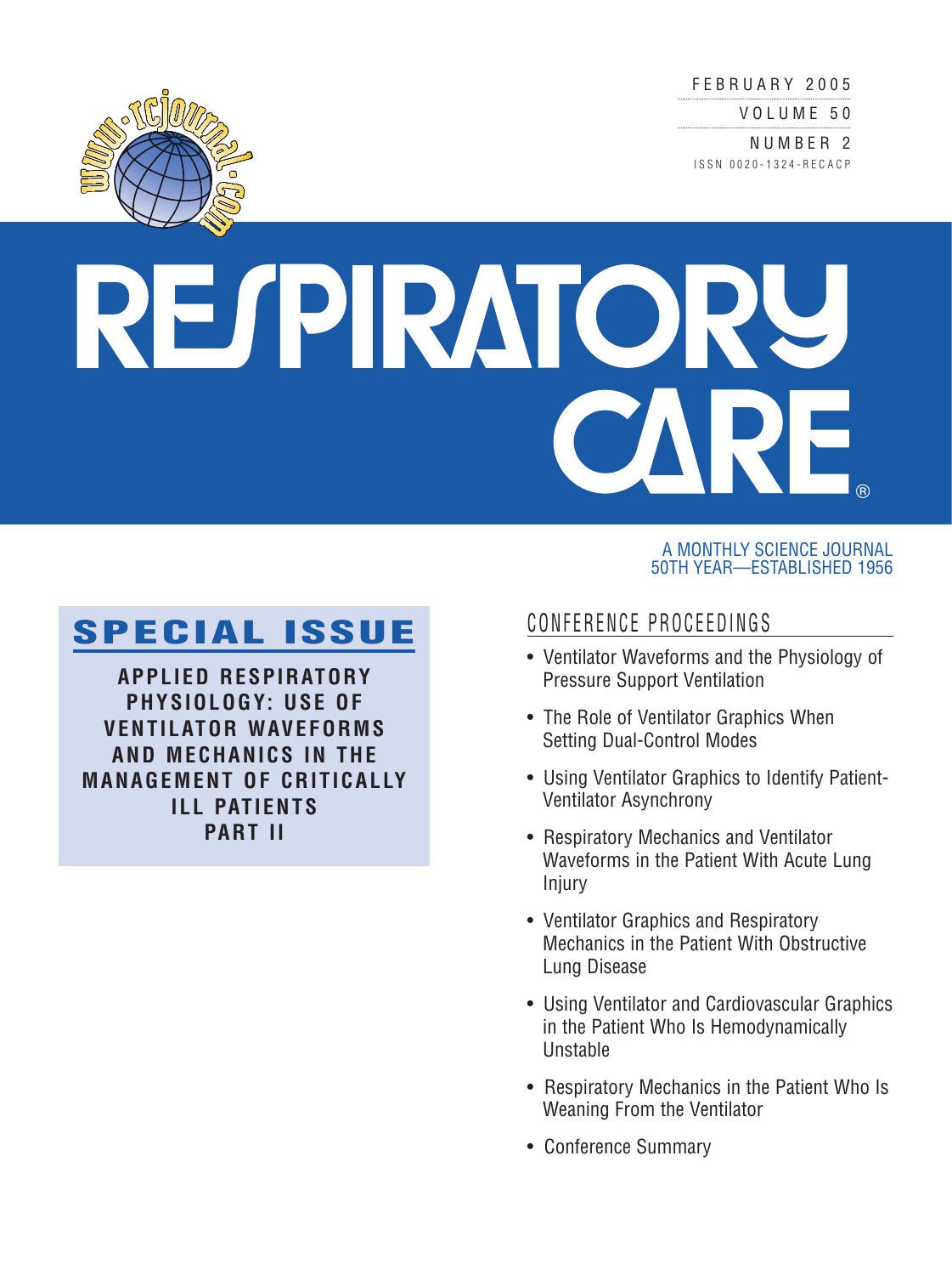FEBRUARY 2005

VOLUME 50

NUMBER 2

ISSN 0020-1324-RECACP

www.rcjournal.com

# RESPIRATORY CARE®

A MONTHLY SCIENCE JOURNAL
50TH YEAR—ESTABLISHED 1956

## SPECIAL ISSUE

**APPLIED RESPIRATORY PHYSIOLOGY: USE OF VENTILATOR WAVEFORMS AND MECHANICS IN THE MANAGEMENT OF CRITICALLY ILL PATIENTS PART II**

## CONFERENCE PROCEEDINGS

- Ventilator Waveforms and the Physiology of Pressure Support Ventilation
- The Role of Ventilator Graphics When Setting Dual-Control Modes
- Using Ventilator Graphics to Identify Patient-Ventilator Asynchrony
- Respiratory Mechanics and Ventilator Waveforms in the Patient With Acute Lung Injury
- Ventilator Graphics and Respiratory Mechanics in the Patient With Obstructive Lung Disease
- Using Ventilator and Cardiovascular Graphics in the Patient Who Is Hemodynamically Unstable
- Respiratory Mechanics in the Patient Who Is Weaning From the Ventilator
- Conference Summary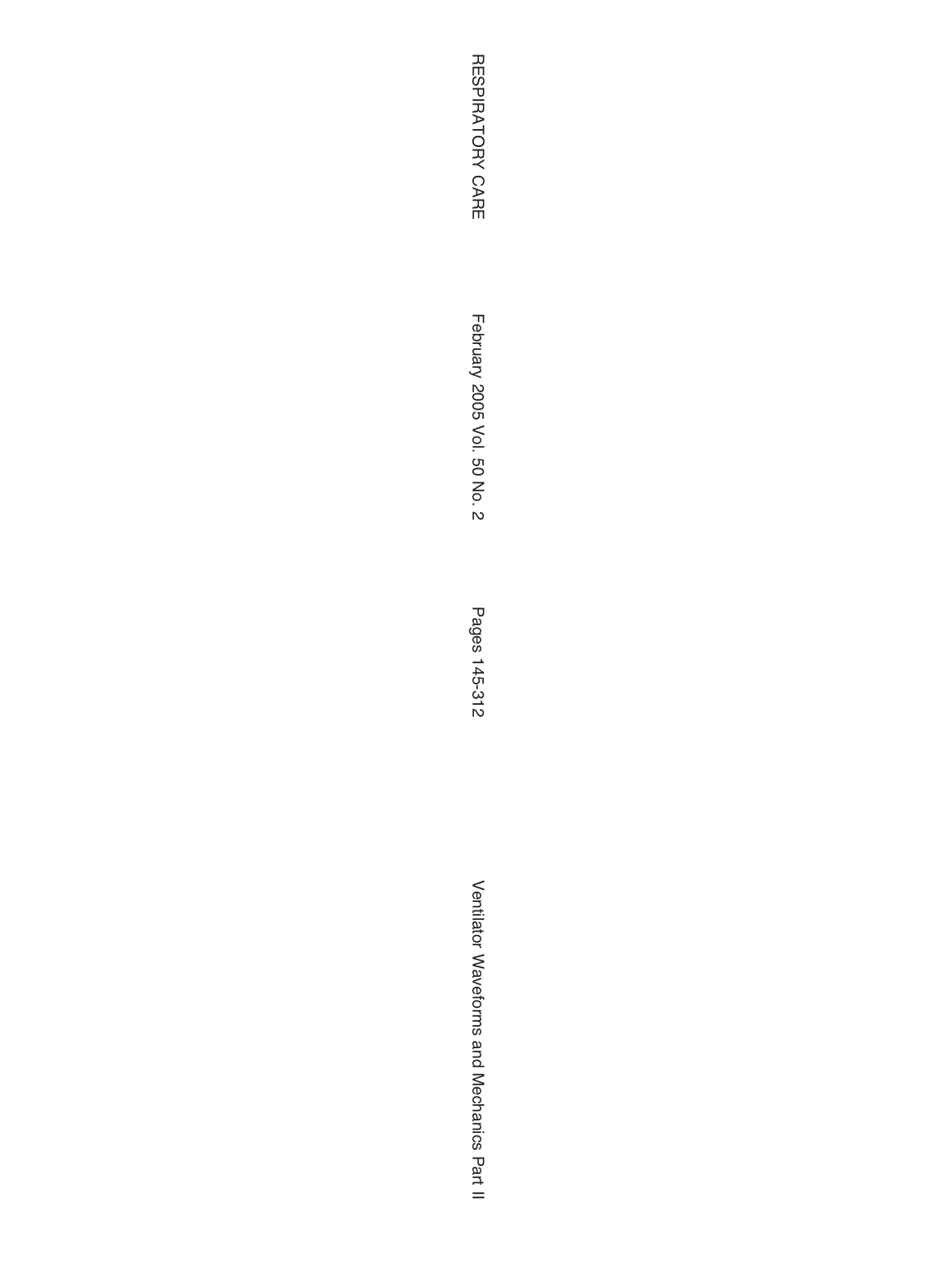RESPIRATORY CARE

February 2005 Vol. 50 No. 2

Pages 145-312

Ventilator Waveforms and Mechanics Part II